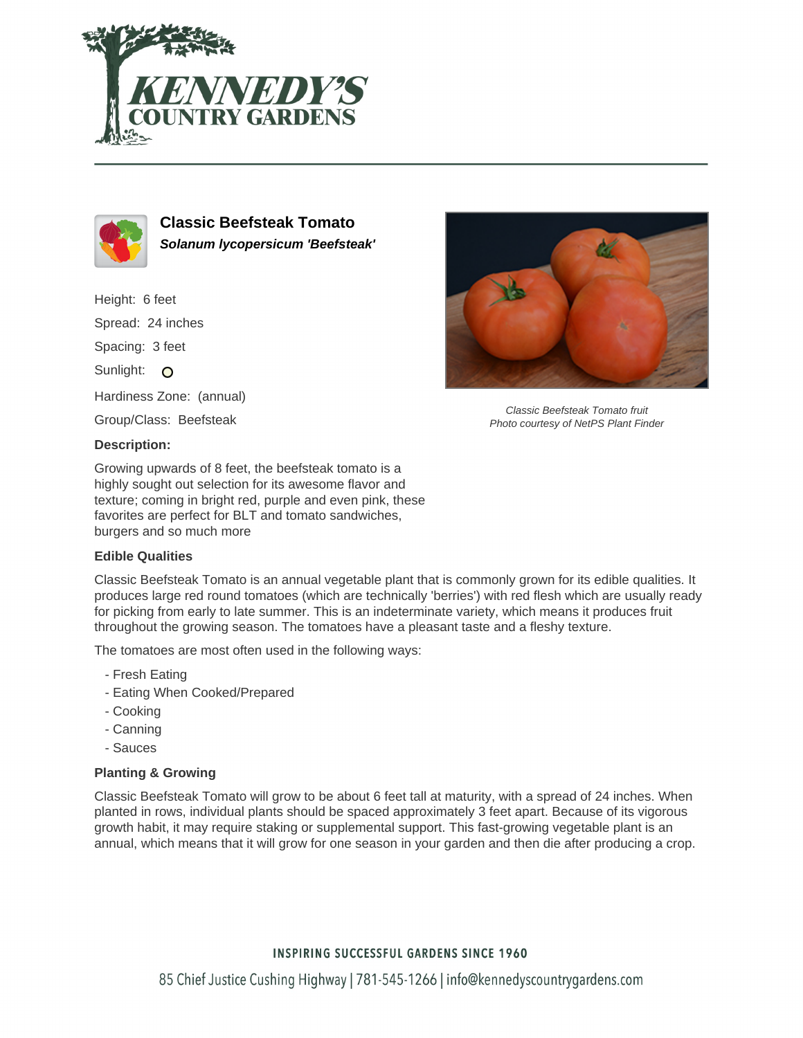# Classic Beefsteak Tomato

***Solanum lycopersicum 'Beefsteak'***

Height: 6 feet

Spread: 24 inches

Spacing: 3 feet

Sunlight: O

Hardiness Zone: (annual)

Group/Class: Beefsteak

Classic Beefsteak Tomato fruit
Photo courtesy of NetPS Plant Finder

**Description:**

Growing upwards of 8 feet, the beefsteak tomato is a highly sought out selection for its awesome flavor and texture; coming in bright red, purple and even pink, these favorites are perfect for BLT and tomato sandwiches, burgers and so much more

**Edible Qualities**

Classic Beefsteak Tomato is an annual vegetable plant that is commonly grown for its edible qualities. It produces large red round tomatoes (which are technically 'berries') with red flesh which are usually ready for picking from early to late summer. This is an indeterminate variety, which means it produces fruit throughout the growing season. The tomatoes have a pleasant taste and a fleshy texture.

The tomatoes are most often used in the following ways:

- Fresh Eating
- Eating When Cooked/Prepared
- Cooking
- Canning
- Sauces

**Planting & Growing**

Classic Beefsteak Tomato will grow to be about 6 feet tall at maturity, with a spread of 24 inches. When planted in rows, individual plants should be spaced approximately 3 feet apart. Because of its vigorous growth habit, it may require staking or supplemental support. This fast-growing vegetable plant is an annual, which means that it will grow for one season in your garden and then die after producing a crop.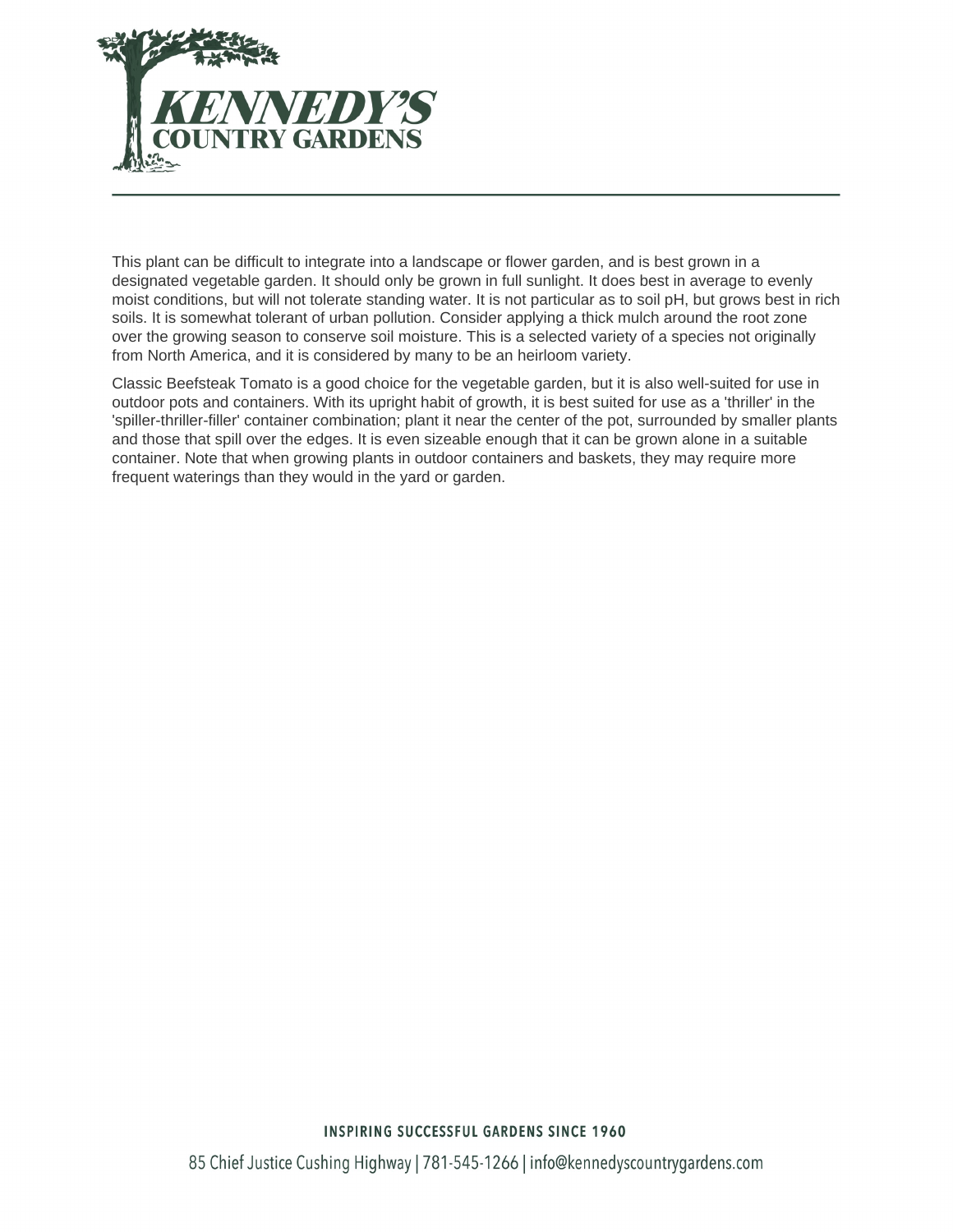This plant can be difficult to integrate into a landscape or flower garden, and is best grown in a designated vegetable garden. It should only be grown in full sunlight. It does best in average to evenly moist conditions, but will not tolerate standing water. It is not particular as to soil pH, but grows best in rich soils. It is somewhat tolerant of urban pollution. Consider applying a thick mulch around the root zone over the growing season to conserve soil moisture. This is a selected variety of a species not originally from North America, and it is considered by many to be an heirloom variety.

Classic Beefsteak Tomato is a good choice for the vegetable garden, but it is also well-suited for use in outdoor pots and containers. With its upright habit of growth, it is best suited for use as a 'thriller' in the 'spiller-thriller-filler' container combination; plant it near the center of the pot, surrounded by smaller plants and those that spill over the edges. It is even sizeable enough that it can be grown alone in a suitable container. Note that when growing plants in outdoor containers and baskets, they may require more frequent waterings than they would in the yard or garden.